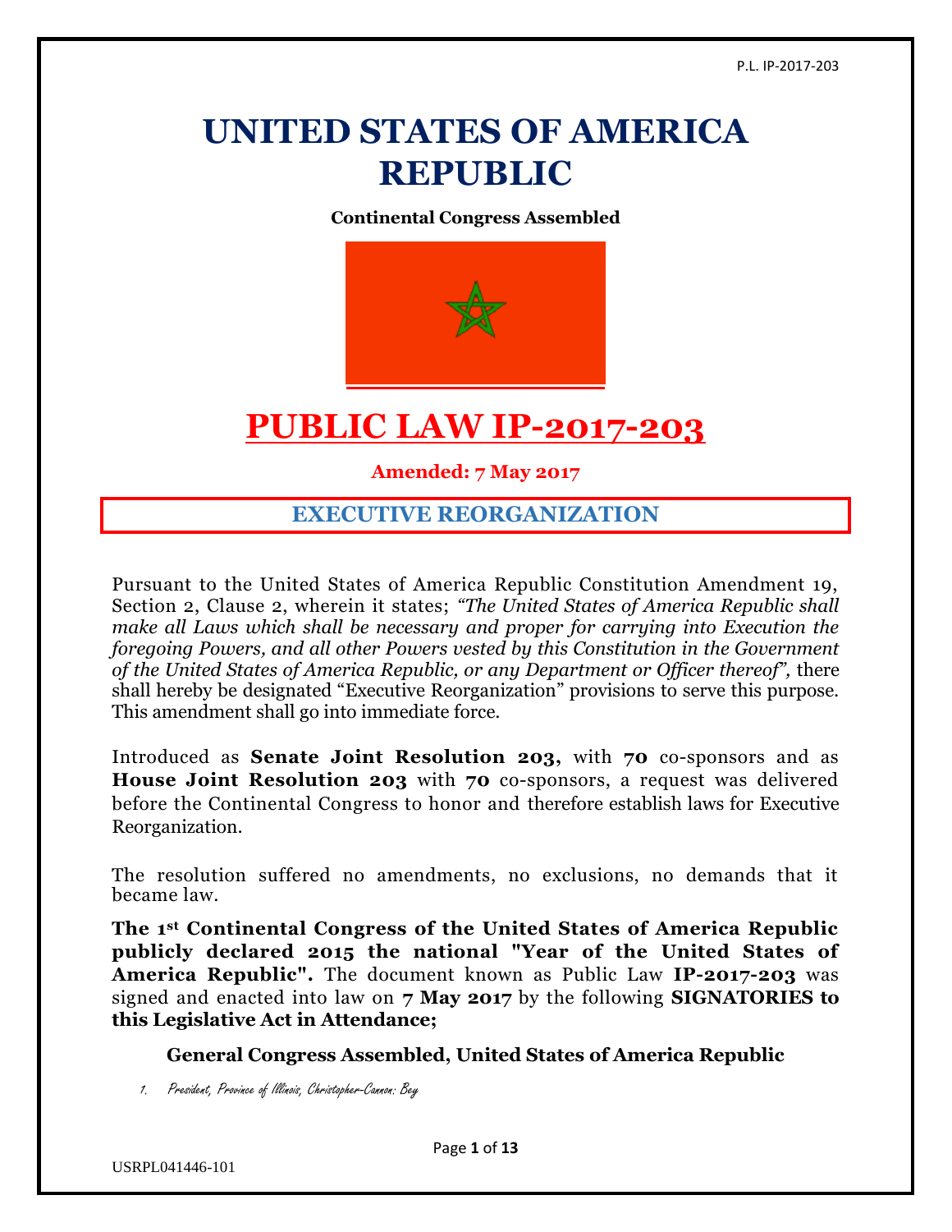# UNITED STATES OF AMERICA REPUBLIC

**Continental Congress Assembled**

# PUBLIC LAW IP-2017-203

**Amended: 7 May 2017**

## EXECUTIVE REORGANIZATION

Pursuant to the United States of America Republic Constitution Amendment 19, Section 2, Clause 2, wherein it states; *"The United States of America Republic shall make all Laws which shall be necessary and proper for carrying into Execution the foregoing Powers, and all other Powers vested by this Constitution in the Government of the United States of America Republic, or any Department or Officer thereof",* there shall hereby be designated "Executive Reorganization" provisions to serve this purpose. This amendment shall go into immediate force.

Introduced as **Senate Joint Resolution 203,** with **70** co-sponsors and as **House Joint Resolution 203** with **70** co-sponsors, a request was delivered before the Continental Congress to honor and therefore establish laws for Executive Reorganization.

The resolution suffered no amendments, no exclusions, no demands that it became law.

**The 1st Continental Congress of the United States of America Republic publicly declared 2015 the national "Year of the United States of America Republic".** The document known as Public Law **IP-2017-203** was signed and enacted into law on **7 May 2017** by the following **SIGNATORIES to this Legislative Act in Attendance;**

### General Congress Assembled, United States of America Republic

1. *President, Province of Illinois, Christopher-Cannon: Bey*

USRPL041446-101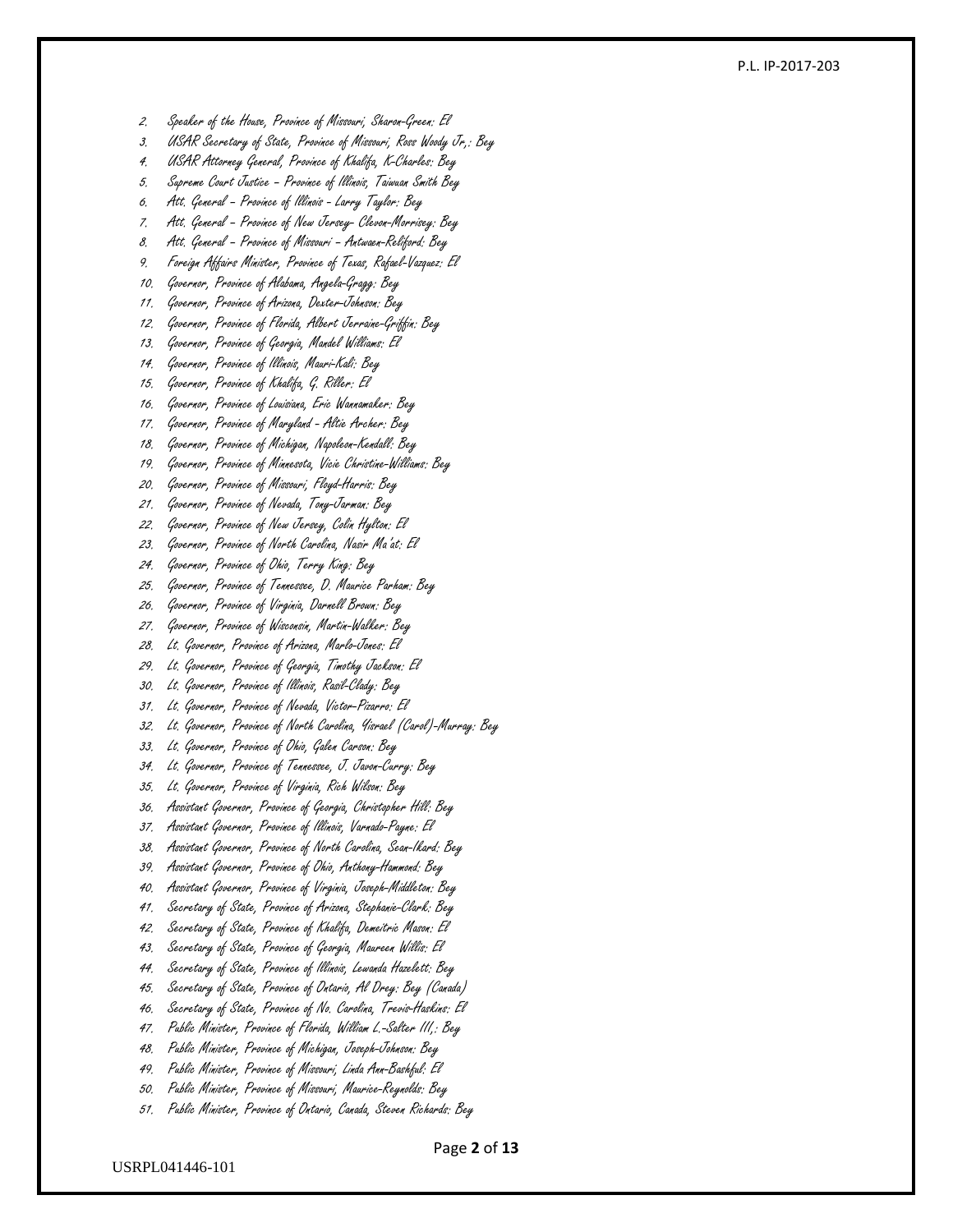2. Speaker of the House, Province of Missouri, Sharon-Green: El
3. USAR Secretary of State, Province of Missouri, Ross Woody Jr.,: Bey
4. USAR Attorney General, Province of Khalifa, K-Charles: Bey
5. Supreme Court Justice – Province of Illinois, Taiwuan Smith Bey
6. Att. General – Province of Illinois - Larry Taylor: Bey
7. Att. General – Province of New Jersey- Clevon-Morrisey: Bey
8. Att. General – Province of Missouri – Antwaen-Reliford: Bey
9. Foreign Affairs Minister, Province of Texas, Rafael-Vazquez: El
10. Governor, Province of Alabama, Angela-Gragg: Bey
11. Governor, Province of Arizona, Dexter-Johnson: Bey
12. Governor, Province of Florida, Albert Jerraine-Griffin: Bey
13. Governor, Province of Georgia, Mandel Williams: El
14. Governor, Province of Illinois, Mauri-Kali: Bey
15. Governor, Province of Khalifa, G. Riller: El
16. Governor, Province of Louisiana, Eric Wannamaker: Bey
17. Governor, Province of Maryland - Altie Archer: Bey
18. Governor, Province of Michigan, Napoleon-Kendall: Bey
19. Governor, Province of Minnesota, Vicie Christine-Williams: Bey
20. Governor, Province of Missouri, Floyd-Harris: Bey
21. Governor, Province of Nevada, Tony-Jarman: Bey
22. Governor, Province of New Jersey, Colin Hylton: El
23. Governor, Province of North Carolina, Nasir Ma'at: El
24. Governor, Province of Ohio, Terry King: Bey
25. Governor, Province of Tennessee, D. Maurice Parham: Bey
26. Governor, Province of Virginia, Darnell Brown: Bey
27. Governor, Province of Wisconsin, Martin-Walker: Bey
28. Lt. Governor, Province of Arizona, Marlo-Jones: El
29. Lt. Governor, Province of Georgia, Timothy Jackson: El
30. Lt. Governor, Province of Illinois, Rasil-Clady: Bey
31. Lt. Governor, Province of Nevada, Victor-Pizarro: El
32. Lt. Governor, Province of North Carolina, Yisrael (Carol)-Murray: Bey
33. Lt. Governor, Province of Ohio, Galen Carson: Bey
34. Lt. Governor, Province of Tennessee, J. Javon-Curry: Bey
35. Lt. Governor, Province of Virginia, Rich Wilson: Bey
36. Assistant Governor, Province of Georgia, Christopher Hill: Bey
37. Assistant Governor, Province of Illinois, Varnado-Payne: El
38. Assistant Governor, Province of North Carolina, Sean-Ikard: Bey
39. Assistant Governor, Province of Ohio, Anthony-Hammond: Bey
40. Assistant Governor, Province of Virginia, Joseph-Middleton: Bey
41. Secretary of State, Province of Arizona, Stephanie-Clark: Bey
42. Secretary of State, Province of Khalifa, Demeitric Mason: El
43. Secretary of State, Province of Georgia, Maureen Willis: El
44. Secretary of State, Province of Illinois, Lewanda Hazelett: Bey
45. Secretary of State, Province of Ontario, Al Drey: Bey (Canada)
46. Secretary of State, Province of No. Carolina, Trevis-Haskins: El
47. Public Minister, Province of Florida, William L.-Salter III,: Bey
48. Public Minister, Province of Michigan, Joseph-Johnson: Bey
49. Public Minister, Province of Missouri, Linda Ann-Bashful: El
50. Public Minister, Province of Missouri, Maurice-Reynolds: Bey
51. Public Minister, Province of Ontario, Canada, Steven Richards: Bey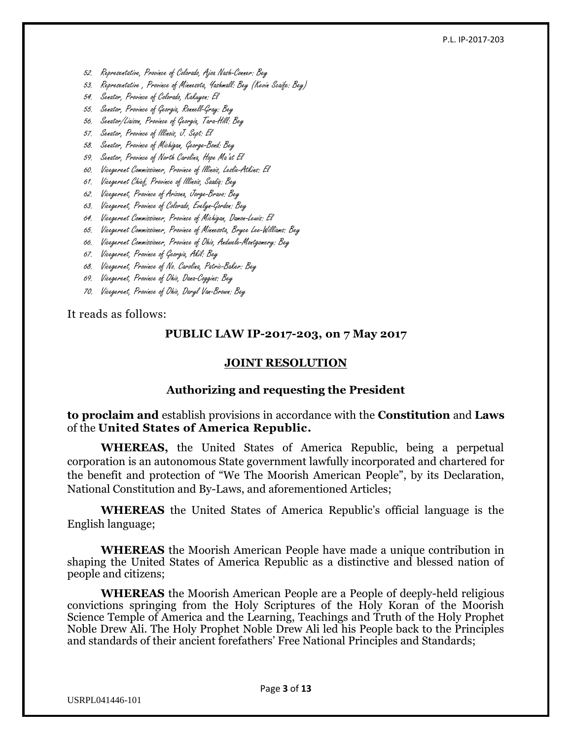52. Representative, Province of Colorado, Ajoa Nash-Conner: Bey
53. Representative , Province of Minnesota, Yashmall: Bey (Kevin Scaife: Bey)
54. Senator, Province of Colorado, Kakuyon: El
55. Senator, Province of Georgia, Ronnell-Gray: Bey
56. Senator/Liaison, Province of Georgia, Tara-Hill: Bey
57. Senator, Province of Illinois, J. Sept: El
58. Senator, Province of Michigan, George-Bond: Bey
59. Senator, Province of North Carolina, Hope Ma'at El
60. Vicegerent Commissioner, Province of Illinois, Leslie-Atkins: El
61. Vicegerent Chief, Province of Illinois, Saadiq: Bey
62. Vicegerent, Province of Arizona, Jorge-Bravo: Bey
63. Vicegerent, Province of Colorado, Evelyn-Gordon: Bey
64. Vicegerent Commissioner, Province of Michigan, Damon-Lewis: El
65. Vicegerent Commissioner, Province of Minnesota, Bryce Lee-Williams: Bey
66. Vicegerent Commissioner, Province of Ohio, Andwele-Montgomery: Bey
67. Vicegerent, Province of Georgia, Akil: Bey
68. Vicegerent, Province of No. Carolina, Patric-Baker: Bey
69. Vicegerent, Province of Ohio, Dana-Coggins: Bey
70. Vicegerent, Province of Ohio, Daryl Van-Brown: Bey

It reads as follows:

**PUBLIC LAW IP-2017-203, on 7 May 2017**

**JOINT RESOLUTION**

**Authorizing and requesting the President**

**to proclaim and** establish provisions in accordance with the **Constitution** and **Laws** of the **United States of America Republic.**

**WHEREAS,** the United States of America Republic, being a perpetual corporation is an autonomous State government lawfully incorporated and chartered for the benefit and protection of "We The Moorish American People", by its Declaration, National Constitution and By-Laws, and aforementioned Articles;

**WHEREAS** the United States of America Republic's official language is the English language;

**WHEREAS** the Moorish American People have made a unique contribution in shaping the United States of America Republic as a distinctive and blessed nation of people and citizens;

**WHEREAS** the Moorish American People are a People of deeply-held religious convictions springing from the Holy Scriptures of the Holy Koran of the Moorish Science Temple of America and the Learning, Teachings and Truth of the Holy Prophet Noble Drew Ali. The Holy Prophet Noble Drew Ali led his People back to the Principles and standards of their ancient forefathers' Free National Principles and Standards;

USRPL041446-101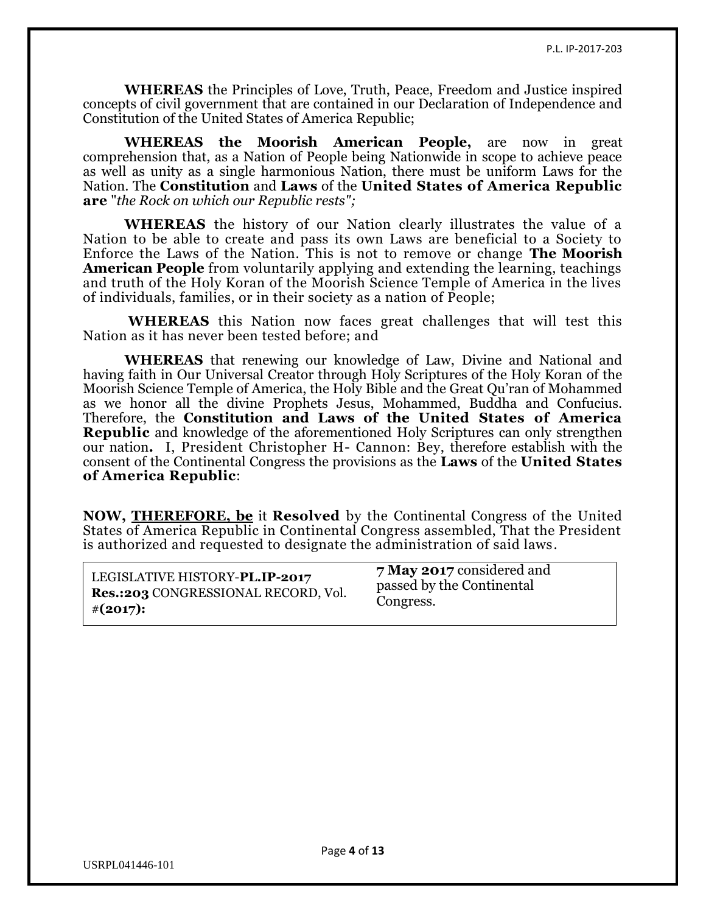**WHEREAS** the Principles of Love, Truth, Peace, Freedom and Justice inspired concepts of civil government that are contained in our Declaration of Independence and Constitution of the United States of America Republic;

**WHEREAS the Moorish American People,** are now in great comprehension that, as a Nation of People being Nationwide in scope to achieve peace as well as unity as a single harmonious Nation, there must be uniform Laws for the Nation. The **Constitution** and **Laws** of the **United States of America Republic are** "*the Rock on which our Republic rests";*

**WHEREAS** the history of our Nation clearly illustrates the value of a Nation to be able to create and pass its own Laws are beneficial to a Society to Enforce the Laws of the Nation. This is not to remove or change **The Moorish American People** from voluntarily applying and extending the learning, teachings and truth of the Holy Koran of the Moorish Science Temple of America in the lives of individuals, families, or in their society as a nation of People;

**WHEREAS** this Nation now faces great challenges that will test this Nation as it has never been tested before; and

**WHEREAS** that renewing our knowledge of Law, Divine and National and having faith in Our Universal Creator through Holy Scriptures of the Holy Koran of the Moorish Science Temple of America, the Holy Bible and the Great Qu'ran of Mohammed as we honor all the divine Prophets Jesus, Mohammed, Buddha and Confucius. Therefore, the **Constitution and Laws of the United States of America Republic** and knowledge of the aforementioned Holy Scriptures can only strengthen our nation**.** I, President Christopher H- Cannon: Bey, therefore establish with the consent of the Continental Congress the provisions as the **Laws** of the **United States of America Republic**:

**NOW, THEREFORE, be** it **Resolved** by the Continental Congress of the United States of America Republic in Continental Congress assembled, That the President is authorized and requested to designate the administration of said laws.

| LEGISLATIVE HISTORY-**PL.IP-2017 Res.:203** CONGRESSIONAL RECORD, Vol. #**(2017):** | **7 May 2017** considered and passed by the Continental Congress. |
|---|---|

USRPL041446-101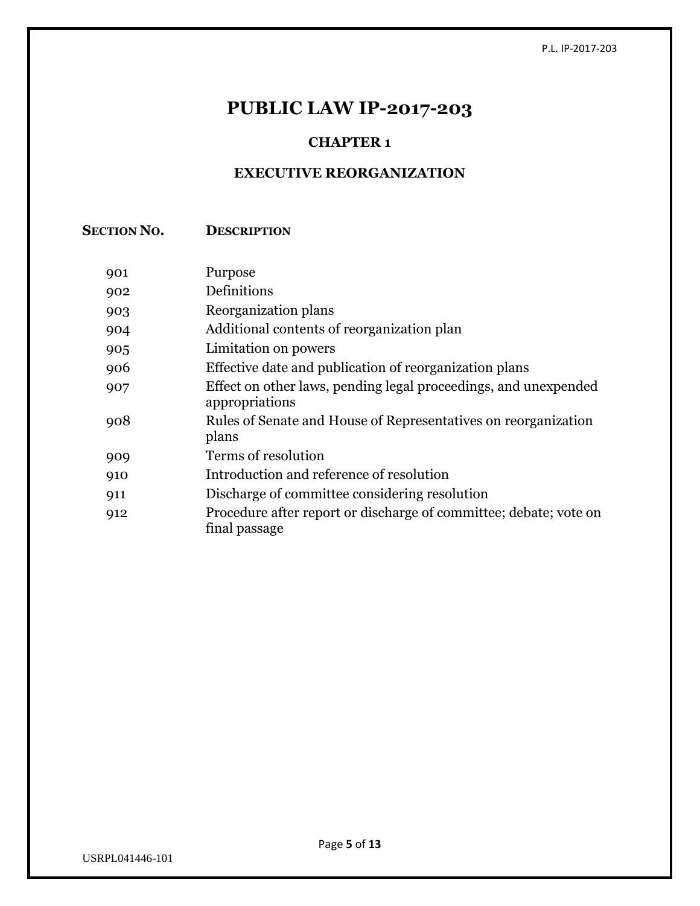# PUBLIC LAW IP-2017-203

## CHAPTER 1

## EXECUTIVE REORGANIZATION

| SECTION NO. | DESCRIPTION |
|---|---|
| 901 | Purpose |
| 902 | Definitions |
| 903 | Reorganization plans |
| 904 | Additional contents of reorganization plan |
| 905 | Limitation on powers |
| 906 | Effective date and publication of reorganization plans |
| 907 | Effect on other laws, pending legal proceedings, and unexpended appropriations |
| 908 | Rules of Senate and House of Representatives on reorganization plans |
| 909 | Terms of resolution |
| 910 | Introduction and reference of resolution |
| 911 | Discharge of committee considering resolution |
| 912 | Procedure after report or discharge of committee; debate; vote on final passage |

USRPL041446-101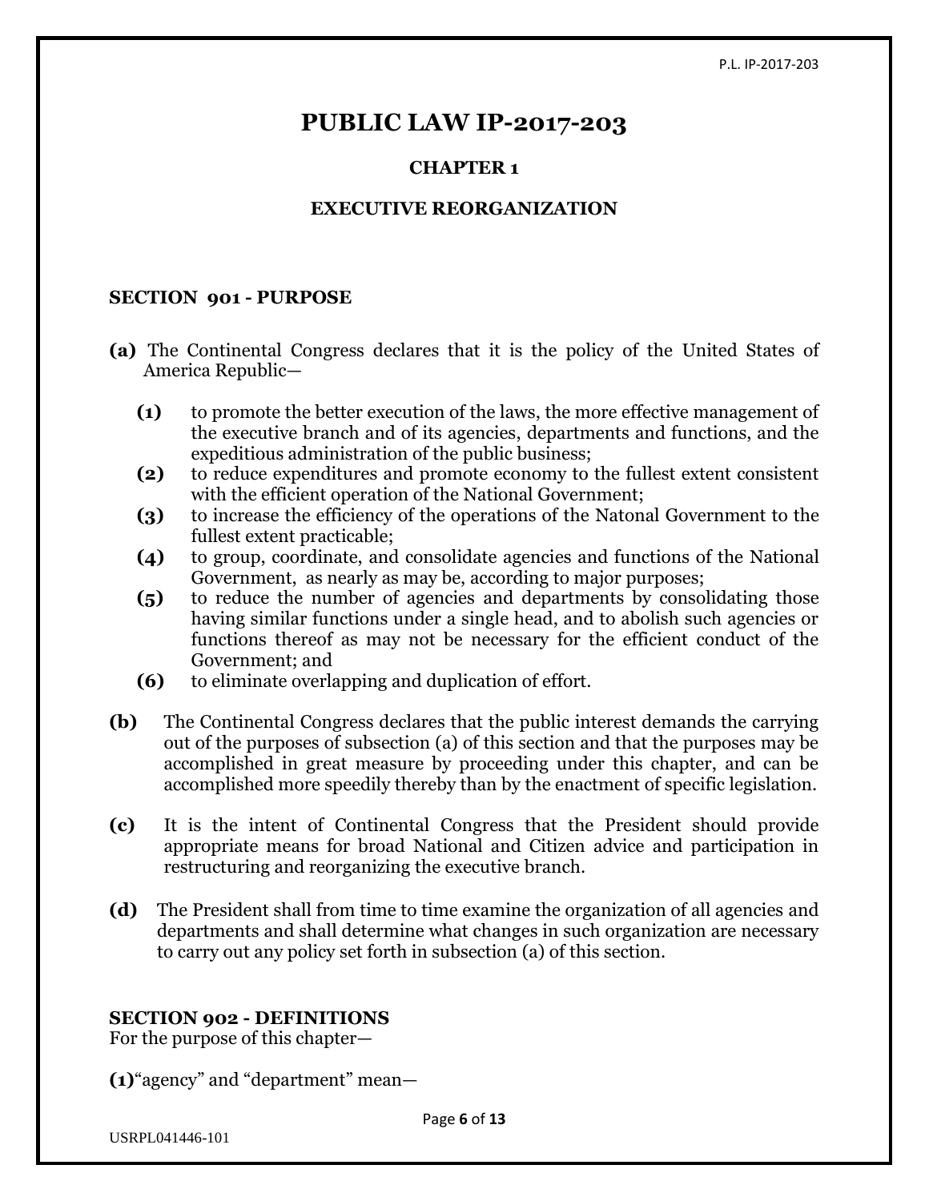# PUBLIC LAW IP-2017-203

## CHAPTER 1

## EXECUTIVE REORGANIZATION

### SECTION 901 - PURPOSE

**(a)** The Continental Congress declares that it is the policy of the United States of America Republic—

- **(1)** to promote the better execution of the laws, the more effective management of the executive branch and of its agencies, departments and functions, and the expeditious administration of the public business;
- **(2)** to reduce expenditures and promote economy to the fullest extent consistent with the efficient operation of the National Government;
- **(3)** to increase the efficiency of the operations of the Natonal Government to the fullest extent practicable;
- **(4)** to group, coordinate, and consolidate agencies and functions of the National Government, as nearly as may be, according to major purposes;
- **(5)** to reduce the number of agencies and departments by consolidating those having similar functions under a single head, and to abolish such agencies or functions thereof as may not be necessary for the efficient conduct of the Government; and
- **(6)** to eliminate overlapping and duplication of effort.

**(b)** The Continental Congress declares that the public interest demands the carrying out of the purposes of subsection (a) of this section and that the purposes may be accomplished in great measure by proceeding under this chapter, and can be accomplished more speedily thereby than by the enactment of specific legislation.

**(c)** It is the intent of Continental Congress that the President should provide appropriate means for broad National and Citizen advice and participation in restructuring and reorganizing the executive branch.

**(d)** The President shall from time to time examine the organization of all agencies and departments and shall determine what changes in such organization are necessary to carry out any policy set forth in subsection (a) of this section.

### SECTION 902 - DEFINITIONS

For the purpose of this chapter—

**(1)**"agency" and "department" mean—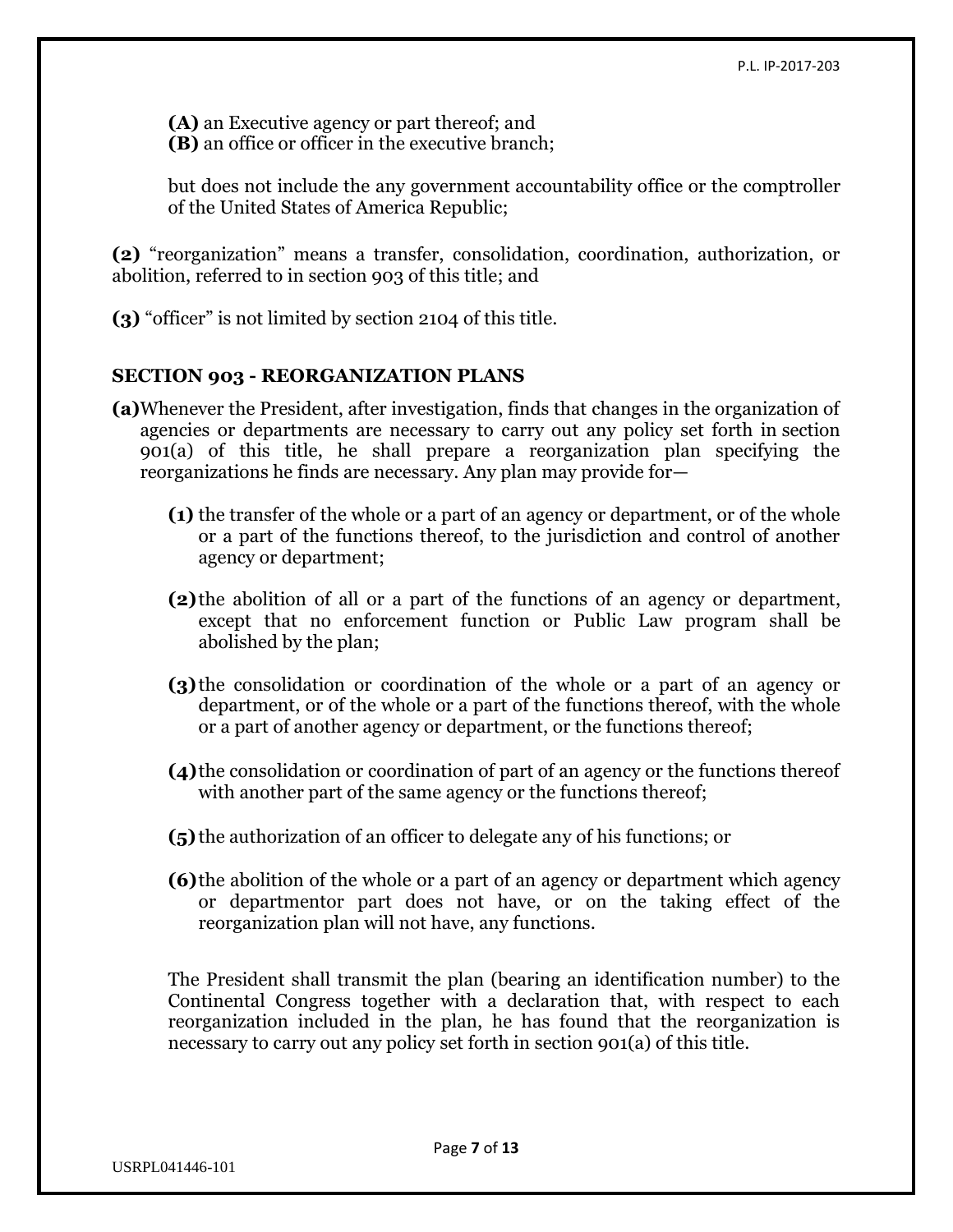**(A)** an Executive agency or part thereof; and
**(B)** an office or officer in the executive branch;

but does not include the any government accountability office or the comptroller of the United States of America Republic;

**(2)** "reorganization" means a transfer, consolidation, coordination, authorization, or abolition, referred to in section 903 of this title; and

**(3)** "officer" is not limited by section 2104 of this title.

### SECTION 903 - REORGANIZATION PLANS

**(a)** Whenever the President, after investigation, finds that changes in the organization of agencies or departments are necessary to carry out any policy set forth in section 901(a) of this title, he shall prepare a reorganization plan specifying the reorganizations he finds are necessary. Any plan may provide for—

**(1)** the transfer of the whole or a part of an agency or department, or of the whole or a part of the functions thereof, to the jurisdiction and control of another agency or department;

**(2)** the abolition of all or a part of the functions of an agency or department, except that no enforcement function or Public Law program shall be abolished by the plan;

**(3)** the consolidation or coordination of the whole or a part of an agency or department, or of the whole or a part of the functions thereof, with the whole or a part of another agency or department, or the functions thereof;

**(4)** the consolidation or coordination of part of an agency or the functions thereof with another part of the same agency or the functions thereof;

**(5)** the authorization of an officer to delegate any of his functions; or

**(6)** the abolition of the whole or a part of an agency or department which agency or departmentor part does not have, or on the taking effect of the reorganization plan will not have, any functions.

The President shall transmit the plan (bearing an identification number) to the Continental Congress together with a declaration that, with respect to each reorganization included in the plan, he has found that the reorganization is necessary to carry out any policy set forth in section 901(a) of this title.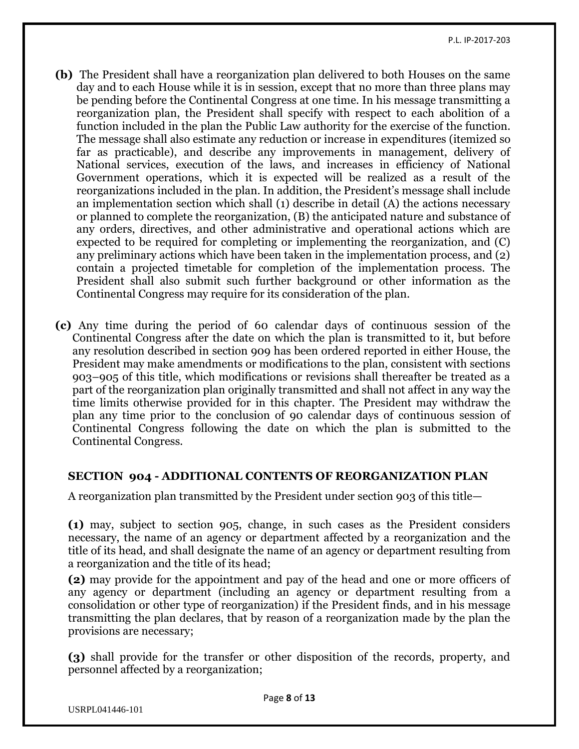**(b)** The President shall have a reorganization plan delivered to both Houses on the same day and to each House while it is in session, except that no more than three plans may be pending before the Continental Congress at one time. In his message transmitting a reorganization plan, the President shall specify with respect to each abolition of a function included in the plan the Public Law authority for the exercise of the function. The message shall also estimate any reduction or increase in expenditures (itemized so far as practicable), and describe any improvements in management, delivery of National services, execution of the laws, and increases in efficiency of National Government operations, which it is expected will be realized as a result of the reorganizations included in the plan. In addition, the President's message shall include an implementation section which shall (1) describe in detail (A) the actions necessary or planned to complete the reorganization, (B) the anticipated nature and substance of any orders, directives, and other administrative and operational actions which are expected to be required for completing or implementing the reorganization, and (C) any preliminary actions which have been taken in the implementation process, and (2) contain a projected timetable for completion of the implementation process. The President shall also submit such further background or other information as the Continental Congress may require for its consideration of the plan.

**(c)** Any time during the period of 60 calendar days of continuous session of the Continental Congress after the date on which the plan is transmitted to it, but before any resolution described in section 909 has been ordered reported in either House, the President may make amendments or modifications to the plan, consistent with sections 903–905 of this title, which modifications or revisions shall thereafter be treated as a part of the reorganization plan originally transmitted and shall not affect in any way the time limits otherwise provided for in this chapter. The President may withdraw the plan any time prior to the conclusion of 90 calendar days of continuous session of Continental Congress following the date on which the plan is submitted to the Continental Congress.

### SECTION 904 - ADDITIONAL CONTENTS OF REORGANIZATION PLAN

A reorganization plan transmitted by the President under section 903 of this title—

**(1)** may, subject to section 905, change, in such cases as the President considers necessary, the name of an agency or department affected by a reorganization and the title of its head, and shall designate the name of an agency or department resulting from a reorganization and the title of its head;

**(2)** may provide for the appointment and pay of the head and one or more officers of any agency or department (including an agency or department resulting from a consolidation or other type of reorganization) if the President finds, and in his message transmitting the plan declares, that by reason of a reorganization made by the plan the provisions are necessary;

**(3)** shall provide for the transfer or other disposition of the records, property, and personnel affected by a reorganization;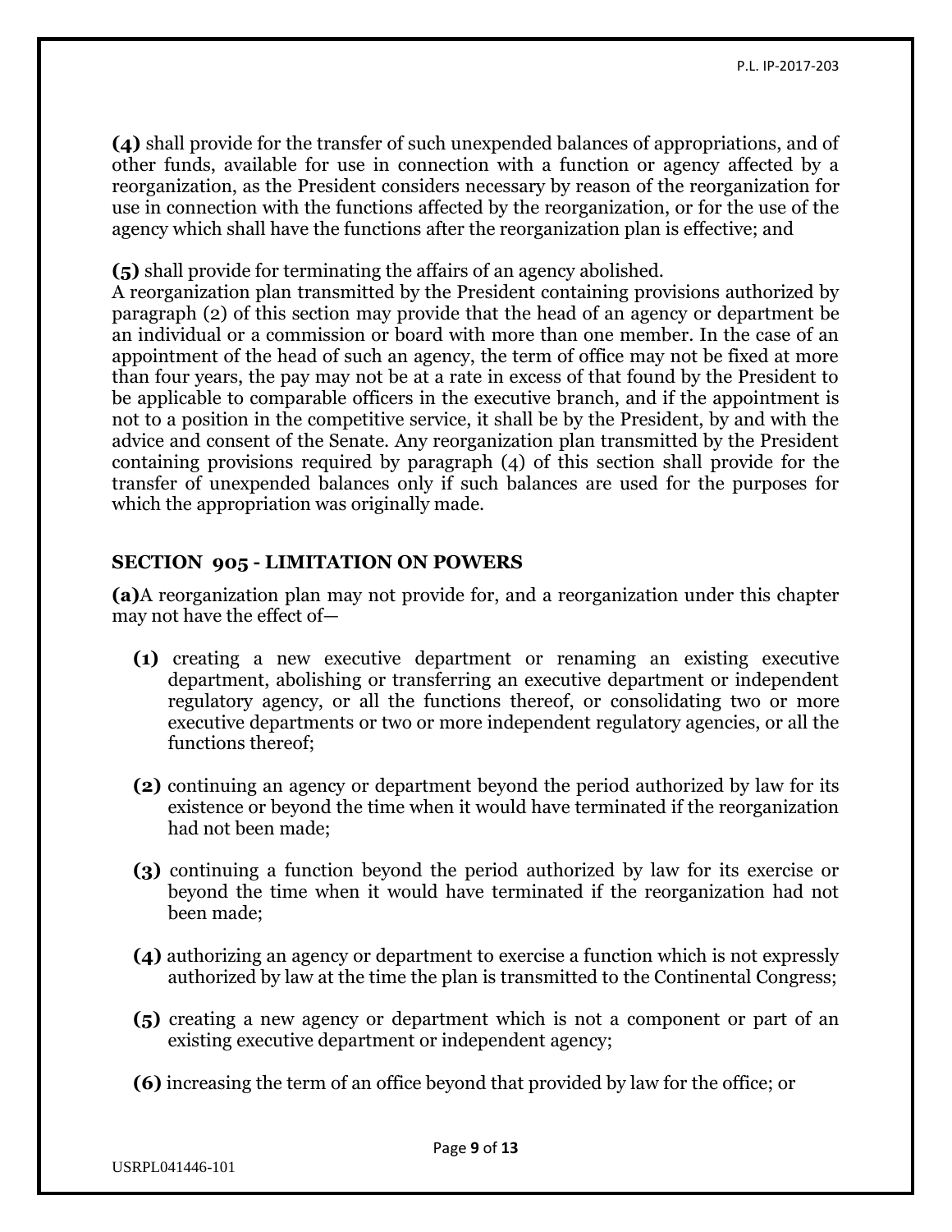**(4)** shall provide for the transfer of such unexpended balances of appropriations, and of other funds, available for use in connection with a function or agency affected by a reorganization, as the President considers necessary by reason of the reorganization for use in connection with the functions affected by the reorganization, or for the use of the agency which shall have the functions after the reorganization plan is effective; and

**(5)** shall provide for terminating the affairs of an agency abolished.

A reorganization plan transmitted by the President containing provisions authorized by paragraph (2) of this section may provide that the head of an agency or department be an individual or a commission or board with more than one member. In the case of an appointment of the head of such an agency, the term of office may not be fixed at more than four years, the pay may not be at a rate in excess of that found by the President to be applicable to comparable officers in the executive branch, and if the appointment is not to a position in the competitive service, it shall be by the President, by and with the advice and consent of the Senate. Any reorganization plan transmitted by the President containing provisions required by paragraph (4) of this section shall provide for the transfer of unexpended balances only if such balances are used for the purposes for which the appropriation was originally made.

### SECTION 905 - LIMITATION ON POWERS

**(a)** A reorganization plan may not provide for, and a reorganization under this chapter may not have the effect of—

- **(1)** creating a new executive department or renaming an existing executive department, abolishing or transferring an executive department or independent regulatory agency, or all the functions thereof, or consolidating two or more executive departments or two or more independent regulatory agencies, or all the functions thereof;

- **(2)** continuing an agency or department beyond the period authorized by law for its existence or beyond the time when it would have terminated if the reorganization had not been made;

- **(3)** continuing a function beyond the period authorized by law for its exercise or beyond the time when it would have terminated if the reorganization had not been made;

- **(4)** authorizing an agency or department to exercise a function which is not expressly authorized by law at the time the plan is transmitted to the Continental Congress;

- **(5)** creating a new agency or department which is not a component or part of an existing executive department or independent agency;

- **(6)** increasing the term of an office beyond that provided by law for the office; or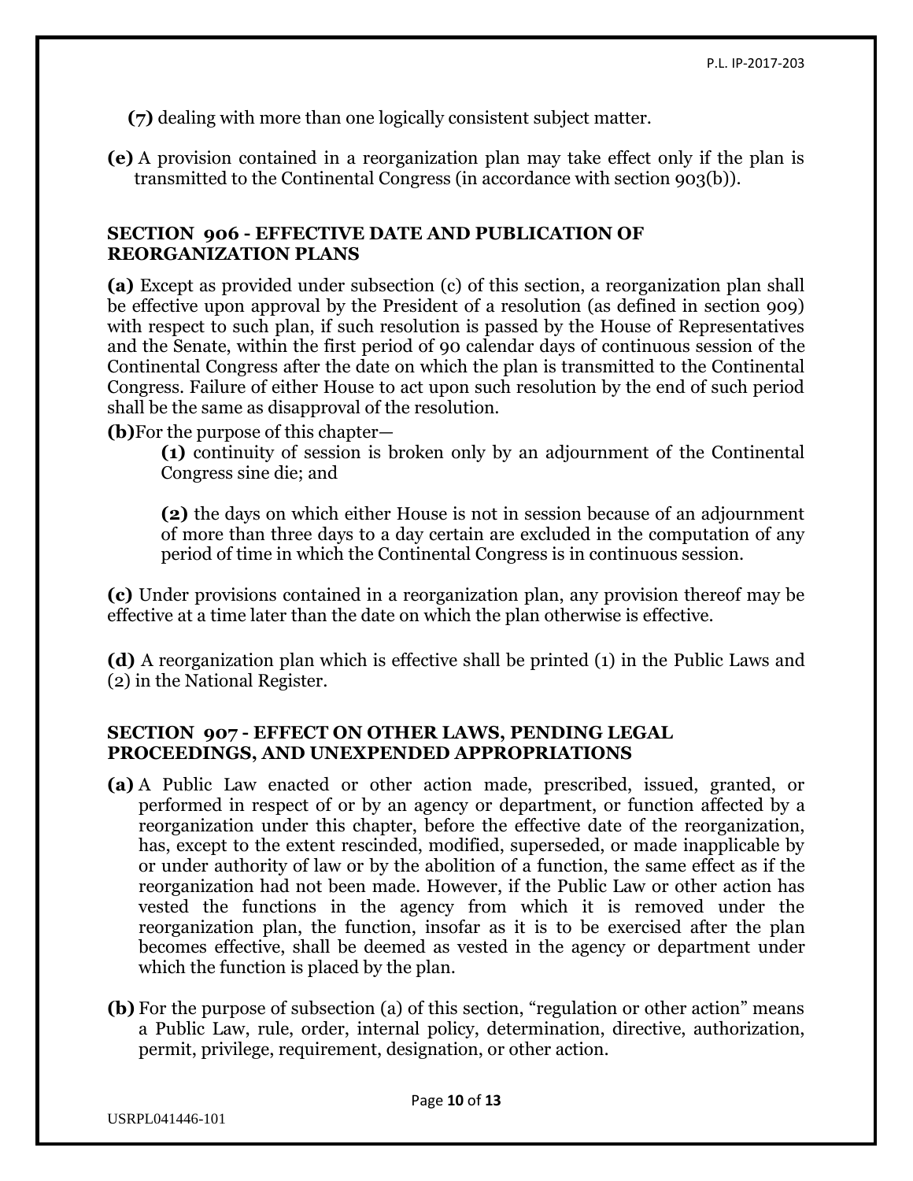**(7)** dealing with more than one logically consistent subject matter.

**(e)** A provision contained in a reorganization plan may take effect only if the plan is transmitted to the Continental Congress (in accordance with section 903(b)).

### SECTION 906 - EFFECTIVE DATE AND PUBLICATION OF REORGANIZATION PLANS

**(a)** Except as provided under subsection (c) of this section, a reorganization plan shall be effective upon approval by the President of a resolution (as defined in section 909) with respect to such plan, if such resolution is passed by the House of Representatives and the Senate, within the first period of 90 calendar days of continuous session of the Continental Congress after the date on which the plan is transmitted to the Continental Congress. Failure of either House to act upon such resolution by the end of such period shall be the same as disapproval of the resolution.

**(b)** For the purpose of this chapter—

> **(1)** continuity of session is broken only by an adjournment of the Continental Congress sine die; and
>
> **(2)** the days on which either House is not in session because of an adjournment of more than three days to a day certain are excluded in the computation of any period of time in which the Continental Congress is in continuous session.

**(c)** Under provisions contained in a reorganization plan, any provision thereof may be effective at a time later than the date on which the plan otherwise is effective.

**(d)** A reorganization plan which is effective shall be printed (1) in the Public Laws and (2) in the National Register.

### SECTION 907 - EFFECT ON OTHER LAWS, PENDING LEGAL PROCEEDINGS, AND UNEXPENDED APPROPRIATIONS

**(a)** A Public Law enacted or other action made, prescribed, issued, granted, or performed in respect of or by an agency or department, or function affected by a reorganization under this chapter, before the effective date of the reorganization, has, except to the extent rescinded, modified, superseded, or made inapplicable by or under authority of law or by the abolition of a function, the same effect as if the reorganization had not been made. However, if the Public Law or other action has vested the functions in the agency from which it is removed under the reorganization plan, the function, insofar as it is to be exercised after the plan becomes effective, shall be deemed as vested in the agency or department under which the function is placed by the plan.

**(b)** For the purpose of subsection (a) of this section, "regulation or other action" means a Public Law, rule, order, internal policy, determination, directive, authorization, permit, privilege, requirement, designation, or other action.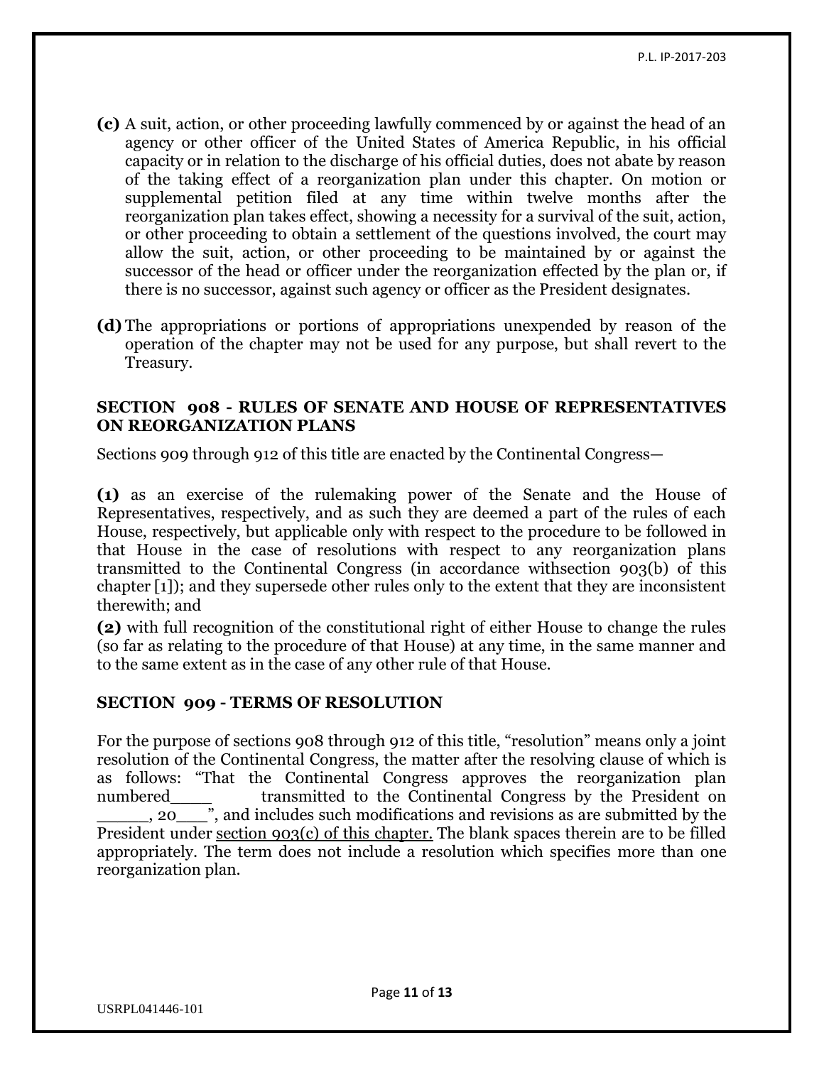**(c)** A suit, action, or other proceeding lawfully commenced by or against the head of an agency or other officer of the United States of America Republic, in his official capacity or in relation to the discharge of his official duties, does not abate by reason of the taking effect of a reorganization plan under this chapter. On motion or supplemental petition filed at any time within twelve months after the reorganization plan takes effect, showing a necessity for a survival of the suit, action, or other proceeding to obtain a settlement of the questions involved, the court may allow the suit, action, or other proceeding to be maintained by or against the successor of the head or officer under the reorganization effected by the plan or, if there is no successor, against such agency or officer as the President designates.

**(d)** The appropriations or portions of appropriations unexpended by reason of the operation of the chapter may not be used for any purpose, but shall revert to the Treasury.

### SECTION 908 - RULES OF SENATE AND HOUSE OF REPRESENTATIVES ON REORGANIZATION PLANS

Sections 909 through 912 of this title are enacted by the Continental Congress—

**(1)** as an exercise of the rulemaking power of the Senate and the House of Representatives, respectively, and as such they are deemed a part of the rules of each House, respectively, but applicable only with respect to the procedure to be followed in that House in the case of resolutions with respect to any reorganization plans transmitted to the Continental Congress (in accordance withsection 903(b) of this chapter [1]); and they supersede other rules only to the extent that they are inconsistent therewith; and

**(2)** with full recognition of the constitutional right of either House to change the rules (so far as relating to the procedure of that House) at any time, in the same manner and to the same extent as in the case of any other rule of that House.

### SECTION 909 - TERMS OF RESOLUTION

For the purpose of sections 908 through 912 of this title, "resolution" means only a joint resolution of the Continental Congress, the matter after the resolving clause of which is as follows: "That the Continental Congress approves the reorganization plan numbered____ transmitted to the Continental Congress by the President on _____, 20___", and includes such modifications and revisions as are submitted by the President under section 903(c) of this chapter. The blank spaces therein are to be filled appropriately. The term does not include a resolution which specifies more than one reorganization plan.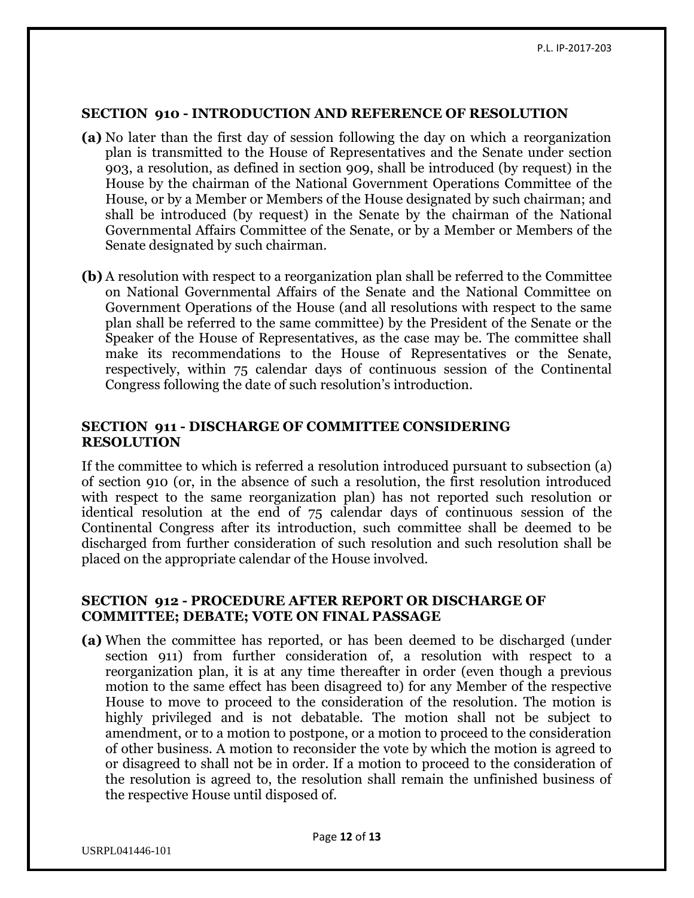### SECTION 910 - INTRODUCTION AND REFERENCE OF RESOLUTION

**(a)** No later than the first day of session following the day on which a reorganization plan is transmitted to the House of Representatives and the Senate under section 903, a resolution, as defined in section 909, shall be introduced (by request) in the House by the chairman of the National Government Operations Committee of the House, or by a Member or Members of the House designated by such chairman; and shall be introduced (by request) in the Senate by the chairman of the National Governmental Affairs Committee of the Senate, or by a Member or Members of the Senate designated by such chairman.

**(b)** A resolution with respect to a reorganization plan shall be referred to the Committee on National Governmental Affairs of the Senate and the National Committee on Government Operations of the House (and all resolutions with respect to the same plan shall be referred to the same committee) by the President of the Senate or the Speaker of the House of Representatives, as the case may be. The committee shall make its recommendations to the House of Representatives or the Senate, respectively, within 75 calendar days of continuous session of the Continental Congress following the date of such resolution's introduction.

### SECTION 911 - DISCHARGE OF COMMITTEE CONSIDERING RESOLUTION

If the committee to which is referred a resolution introduced pursuant to subsection (a) of section 910 (or, in the absence of such a resolution, the first resolution introduced with respect to the same reorganization plan) has not reported such resolution or identical resolution at the end of 75 calendar days of continuous session of the Continental Congress after its introduction, such committee shall be deemed to be discharged from further consideration of such resolution and such resolution shall be placed on the appropriate calendar of the House involved.

### SECTION 912 - PROCEDURE AFTER REPORT OR DISCHARGE OF COMMITTEE; DEBATE; VOTE ON FINAL PASSAGE

**(a)** When the committee has reported, or has been deemed to be discharged (under section 911) from further consideration of, a resolution with respect to a reorganization plan, it is at any time thereafter in order (even though a previous motion to the same effect has been disagreed to) for any Member of the respective House to move to proceed to the consideration of the resolution. The motion is highly privileged and is not debatable. The motion shall not be subject to amendment, or to a motion to postpone, or a motion to proceed to the consideration of other business. A motion to reconsider the vote by which the motion is agreed to or disagreed to shall not be in order. If a motion to proceed to the consideration of the resolution is agreed to, the resolution shall remain the unfinished business of the respective House until disposed of.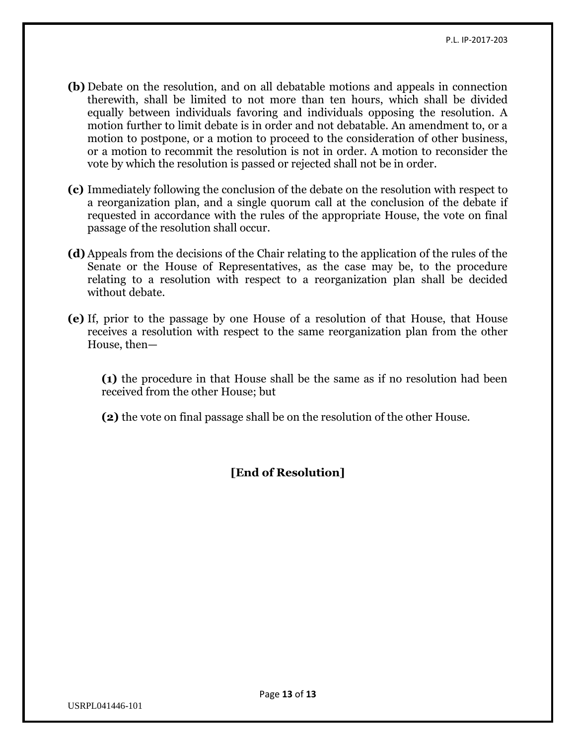**(b)** Debate on the resolution, and on all debatable motions and appeals in connection therewith, shall be limited to not more than ten hours, which shall be divided equally between individuals favoring and individuals opposing the resolution. A motion further to limit debate is in order and not debatable. An amendment to, or a motion to postpone, or a motion to proceed to the consideration of other business, or a motion to recommit the resolution is not in order. A motion to reconsider the vote by which the resolution is passed or rejected shall not be in order.

**(c)** Immediately following the conclusion of the debate on the resolution with respect to a reorganization plan, and a single quorum call at the conclusion of the debate if requested in accordance with the rules of the appropriate House, the vote on final passage of the resolution shall occur.

**(d)** Appeals from the decisions of the Chair relating to the application of the rules of the Senate or the House of Representatives, as the case may be, to the procedure relating to a resolution with respect to a reorganization plan shall be decided without debate.

**(e)** If, prior to the passage by one House of a resolution of that House, that House receives a resolution with respect to the same reorganization plan from the other House, then—

> **(1)** the procedure in that House shall be the same as if no resolution had been received from the other House; but
>
> **(2)** the vote on final passage shall be on the resolution of the other House.

**[End of Resolution]**

USRPL041446-101